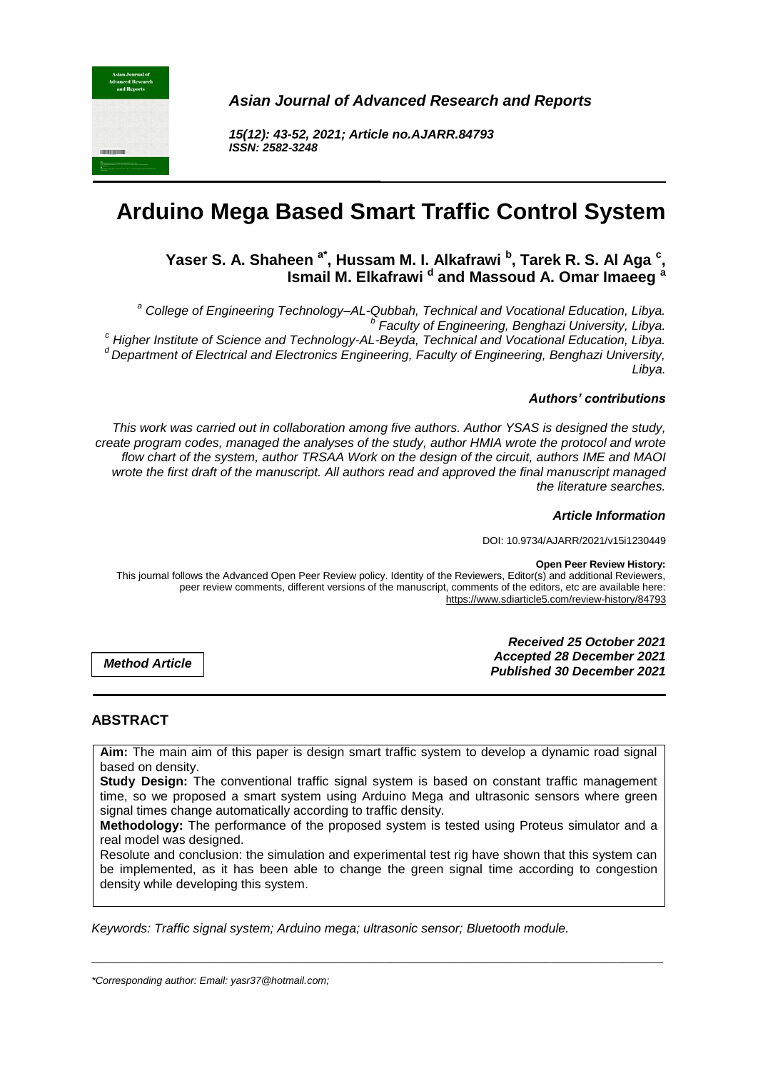*Asian Journal of Advanced Research and Reports*

*15(12): 43-52, 2021; Article no.AJARR.84793*
*ISSN: 2582-3248*

# Arduino Mega Based Smart Traffic Control System

**Yaser S. A. Shaheen [a*], Hussam M. I. Alkafrawi [b], Tarek R. S. Al Aga [c], Ismail M. Elkafrawi [d] and Massoud A. Omar Imaeeg [a]**

[a] *College of Engineering Technology–AL-Qubbah, Technical and Vocational Education, Libya.*
[b] *Faculty of Engineering, Benghazi University, Libya.*
[c] *Higher Institute of Science and Technology-AL-Beyda, Technical and Vocational Education, Libya.*
[d] *Department of Electrical and Electronics Engineering, Faculty of Engineering, Benghazi University, Libya.*

***Authors' contributions***

*This work was carried out in collaboration among five authors. Author YSAS is designed the study, create program codes, managed the analyses of the study, author HMIA wrote the protocol and wrote flow chart of the system, author TRSAA Work on the design of the circuit, authors IME and MAOI wrote the first draft of the manuscript. All authors read and approved the final manuscript managed the literature searches.*

***Article Information***

DOI: 10.9734/AJARR/2021/v15i1230449

**Open Peer Review History:**
This journal follows the Advanced Open Peer Review policy. Identity of the Reviewers, Editor(s) and additional Reviewers, peer review comments, different versions of the manuscript, comments of the editors, etc are available here: https://www.sdiarticle5.com/review-history/84793

***Method Article***

***Received 25 October 2021***
***Accepted 28 December 2021***
***Published 30 December 2021***

## ABSTRACT

**Aim:** The main aim of this paper is design smart traffic system to develop a dynamic road signal based on density.

**Study Design:** The conventional traffic signal system is based on constant traffic management time, so we proposed a smart system using Arduino Mega and ultrasonic sensors where green signal times change automatically according to traffic density.

**Methodology:** The performance of the proposed system is tested using Proteus simulator and a real model was designed.

Resolute and conclusion: the simulation and experimental test rig have shown that this system can be implemented, as it has been able to change the green signal time according to congestion density while developing this system.

*Keywords: Traffic signal system; Arduino mega; ultrasonic sensor; Bluetooth module.*

---

*\*Corresponding author: Email: yasr37@hotmail.com;*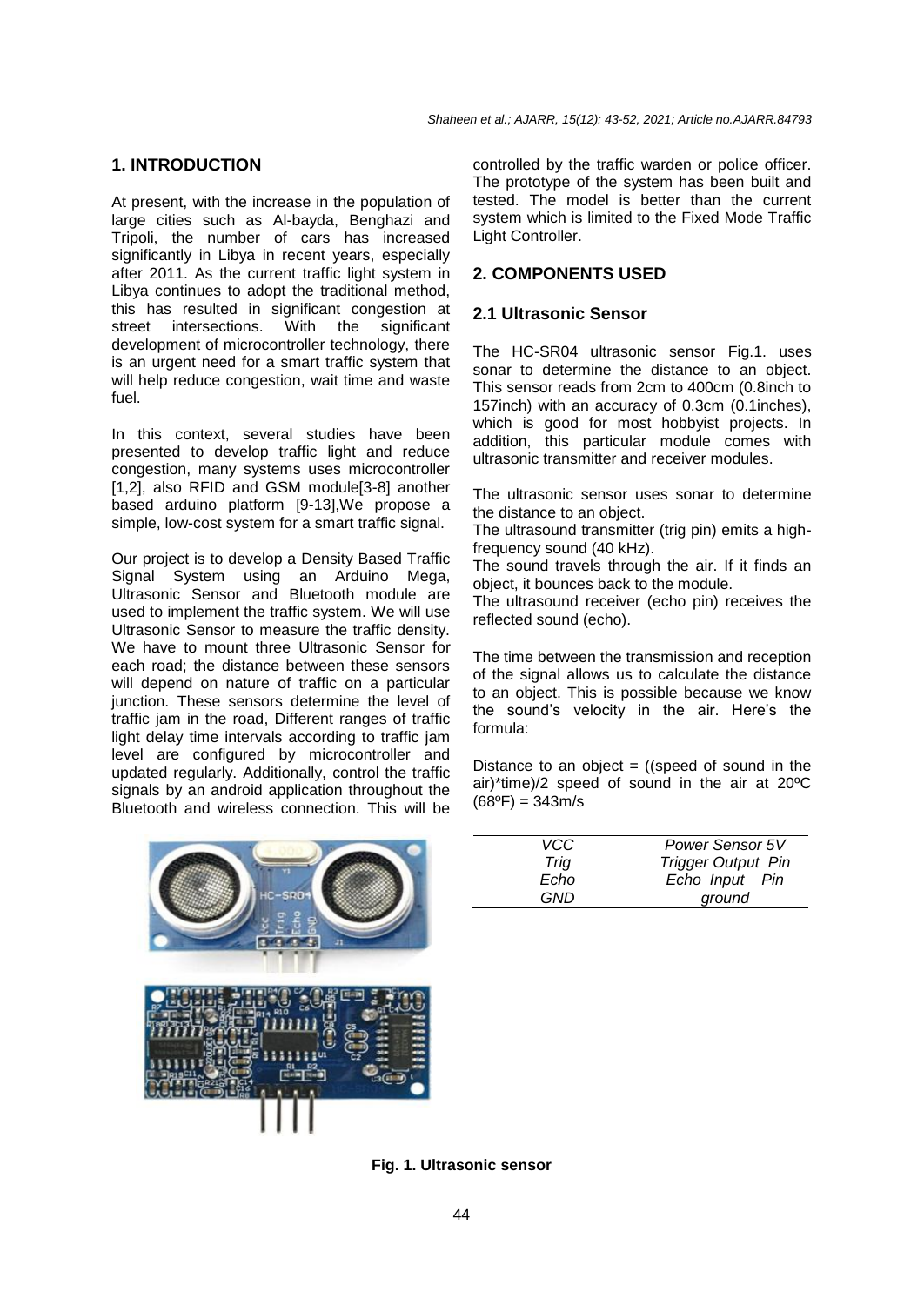## 1. INTRODUCTION

At present, with the increase in the population of large cities such as Al-bayda, Benghazi and Tripoli, the number of cars has increased significantly in Libya in recent years, especially after 2011. As the current traffic light system in Libya continues to adopt the traditional method, this has resulted in significant congestion at street intersections. With the significant development of microcontroller technology, there is an urgent need for a smart traffic system that will help reduce congestion, wait time and waste fuel.

In this context, several studies have been presented to develop traffic light and reduce congestion, many systems uses microcontroller [1,2], also RFID and GSM module[3-8] another based arduino platform [9-13],We propose a simple, low-cost system for a smart traffic signal.

Our project is to develop a Density Based Traffic Signal System using an Arduino Mega, Ultrasonic Sensor and Bluetooth module are used to implement the traffic system. We will use Ultrasonic Sensor to measure the traffic density. We have to mount three Ultrasonic Sensor for each road; the distance between these sensors will depend on nature of traffic on a particular junction. These sensors determine the level of traffic jam in the road, Different ranges of traffic light delay time intervals according to traffic jam level are configured by microcontroller and updated regularly. Additionally, control the traffic signals by an android application throughout the Bluetooth and wireless connection. This will be controlled by the traffic warden or police officer. The prototype of the system has been built and tested. The model is better than the current system which is limited to the Fixed Mode Traffic Light Controller.

## 2. COMPONENTS USED

### 2.1 Ultrasonic Sensor

The HC-SR04 ultrasonic sensor Fig.1. uses sonar to determine the distance to an object. This sensor reads from 2cm to 400cm (0.8inch to 157inch) with an accuracy of 0.3cm (0.1inches), which is good for most hobbyist projects. In addition, this particular module comes with ultrasonic transmitter and receiver modules.

The ultrasonic sensor uses sonar to determine the distance to an object.
The ultrasound transmitter (trig pin) emits a high-frequency sound (40 kHz).
The sound travels through the air. If it finds an object, it bounces back to the module.
The ultrasound receiver (echo pin) receives the reflected sound (echo).

The time between the transmission and reception of the signal allows us to calculate the distance to an object. This is possible because we know the sound's velocity in the air. Here's the formula:

Distance to an object = ((speed of sound in the air)*time)/2 speed of sound in the air at 20ºC (68ºF) = 343m/s

| | |
|---|---|
| *VCC* | *Power Sensor 5V* |
| *Trig* | *Trigger Output Pin* |
| *Echo* | *Echo Input Pin* |
| *GND* | *ground* |

**Fig. 1. Ultrasonic sensor**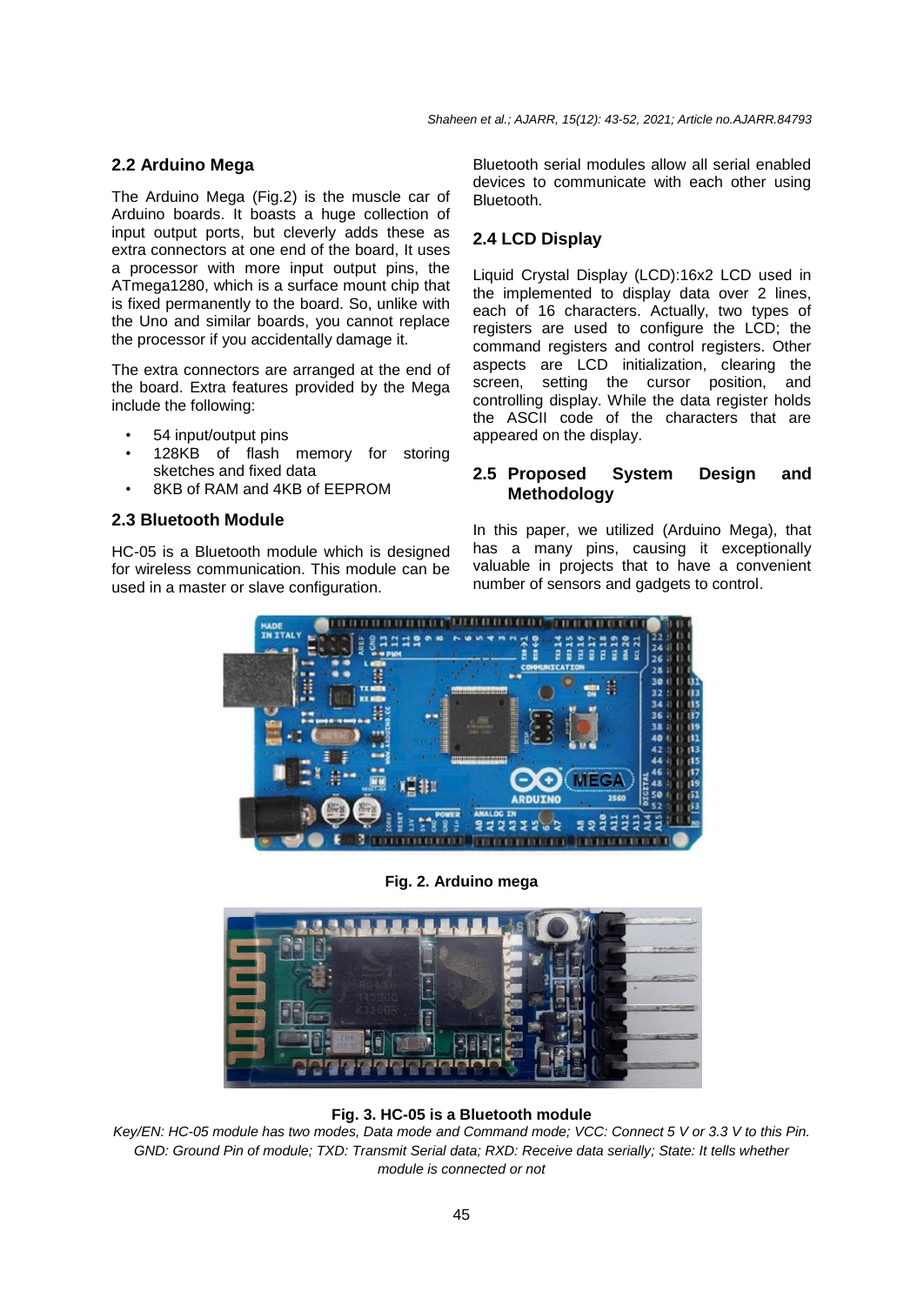## 2.2 Arduino Mega

The Arduino Mega (Fig.2) is the muscle car of Arduino boards. It boasts a huge collection of input output ports, but cleverly adds these as extra connectors at one end of the board, It uses a processor with more input output pins, the ATmega1280, which is a surface mount chip that is fixed permanently to the board. So, unlike with the Uno and similar boards, you cannot replace the processor if you accidentally damage it.

The extra connectors are arranged at the end of the board. Extra features provided by the Mega include the following:

- 54 input/output pins
- 128KB of flash memory for storing sketches and fixed data
- 8KB of RAM and 4KB of EEPROM

## 2.3 Bluetooth Module

HC-05 is a Bluetooth module which is designed for wireless communication. This module can be used in a master or slave configuration.

Bluetooth serial modules allow all serial enabled devices to communicate with each other using Bluetooth.

## 2.4 LCD Display

Liquid Crystal Display (LCD):16x2 LCD used in the implemented to display data over 2 lines, each of 16 characters. Actually, two types of registers are used to configure the LCD; the command registers and control registers. Other aspects are LCD initialization, clearing the screen, setting the cursor position, and controlling display. While the data register holds the ASCII code of the characters that are appeared on the display.

## 2.5 Proposed System Design and Methodology

In this paper, we utilized (Arduino Mega), that has a many pins, causing it exceptionally valuable in projects that to have a convenient number of sensors and gadgets to control.

**Fig. 2. Arduino mega**

**Fig. 3. HC-05 is a Bluetooth module**

*Key/EN: HC-05 module has two modes, Data mode and Command mode; VCC: Connect 5 V or 3.3 V to this Pin. GND: Ground Pin of module; TXD: Transmit Serial data; RXD: Receive data serially; State: It tells whether module is connected or not*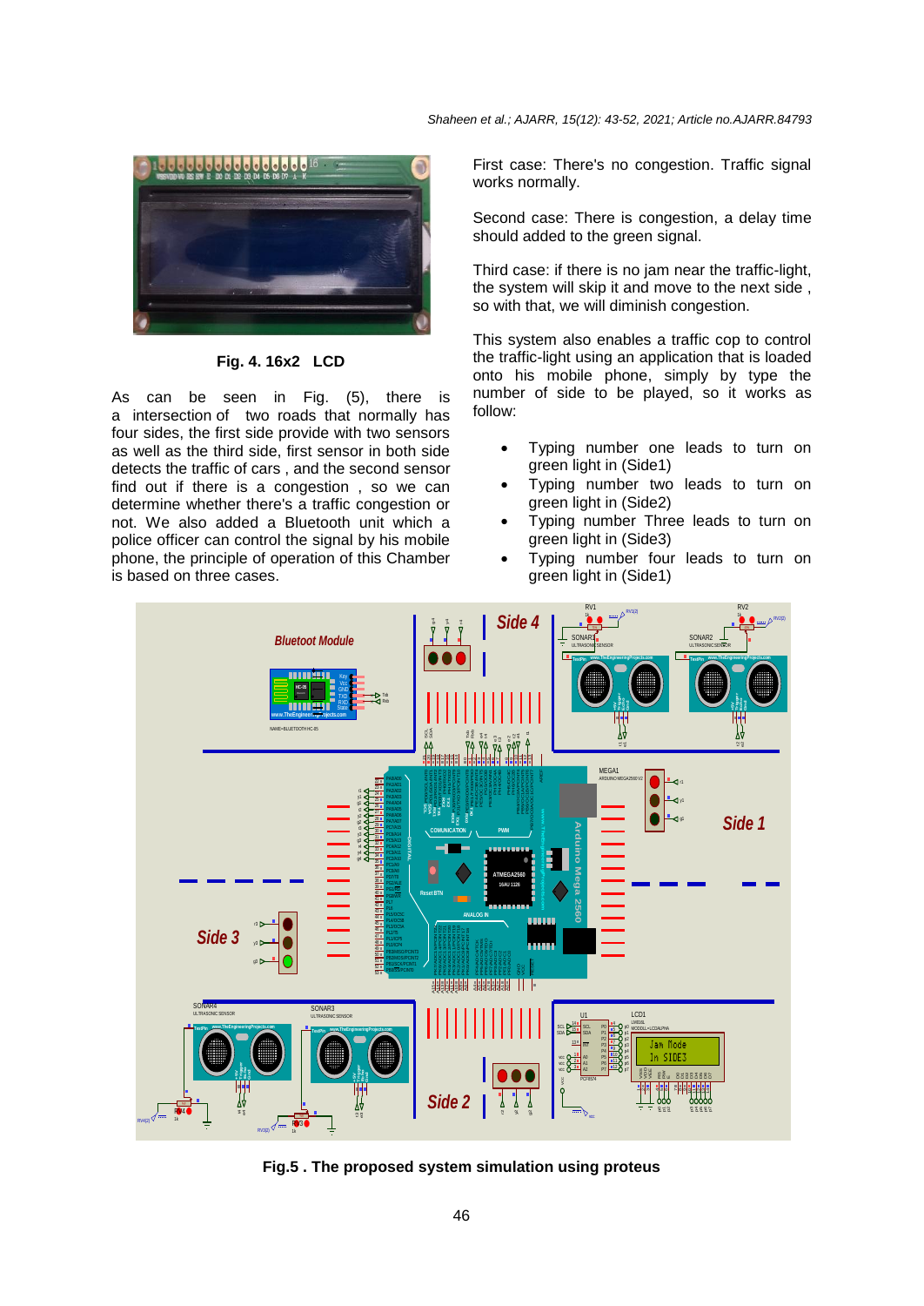**Fig. 4. 16x2 LCD**

As can be seen in Fig. (5), there is a intersection of two roads that normally has four sides, the first side provide with two sensors as well as the third side, first sensor in both side detects the traffic of cars , and the second sensor find out if there is a congestion , so we can determine whether there's a traffic congestion or not. We also added a Bluetooth unit which a police officer can control the signal by his mobile phone, the principle of operation of this Chamber is based on three cases.

First case: There's no congestion. Traffic signal works normally.

Second case: There is congestion, a delay time should added to the green signal.

Third case: if there is no jam near the traffic-light, the system will skip it and move to the next side , so with that, we will diminish congestion.

This system also enables a traffic cop to control the traffic-light using an application that is loaded onto his mobile phone, simply by type the number of side to be played, so it works as follow:

- Typing number one leads to turn on green light in (Side1)
- Typing number two leads to turn on green light in (Side2)
- Typing number Three leads to turn on green light in (Side3)
- Typing number four leads to turn on green light in (Side1)

**Fig.5 . The proposed system simulation using proteus**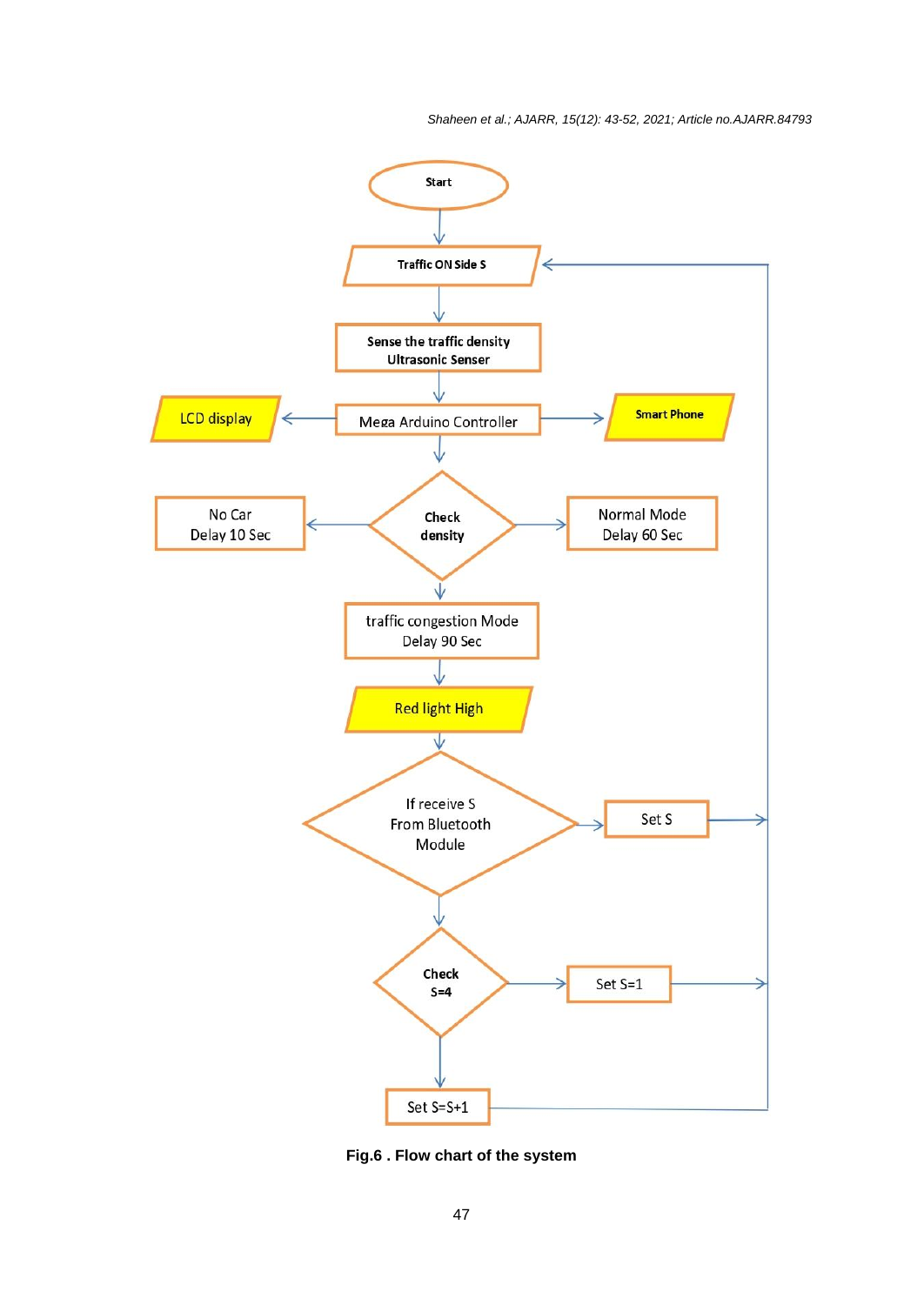Fig.6 . Flow chart of the system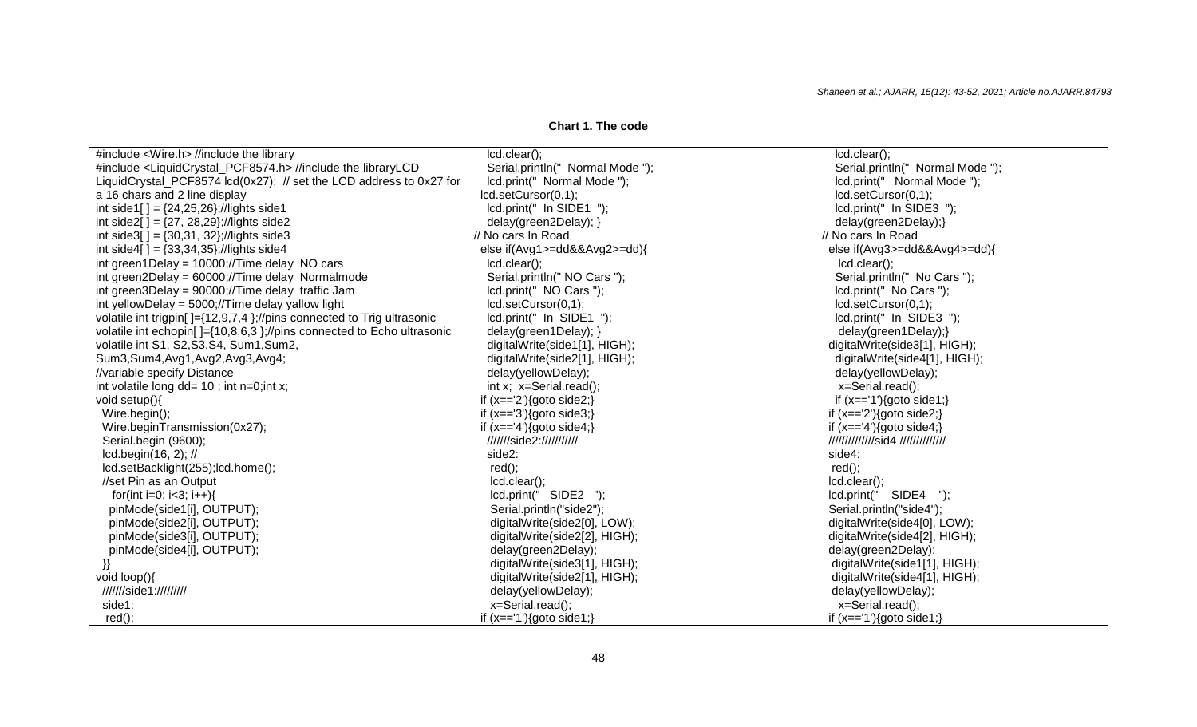**Chart 1. The code**

```
#include <Wire.h> //include the library
#include <LiquidCrystal_PCF8574.h> //include the libraryLCD
LiquidCrystal_PCF8574 lcd(0x27);  // set the LCD address to 0x27 for
a 16 chars and 2 line display
int side1[ ] = {24,25,26};//lights side1
int side2[ ] = {27, 28,29};//lights side2
int side3[ ] = {30,31, 32};//lights side3
int side4[ ] = {33,34,35};//lights side4
int green1Delay = 10000;//Time delay  NO cars
int green2Delay = 60000;//Time delay  Normalmode
int green3Delay = 90000;//Time delay  traffic Jam
int yellowDelay = 5000;//Time delay yallow light
volatile int trigpin[ ]={12,9,7,4 };//pins connected to Trig ultrasonic
volatile int echopin[ ]={10,8,6,3 };//pins connected to Echo ultrasonic
volatile int S1, S2,S3,S4, Sum1,Sum2,
Sum3,Sum4,Avg1,Avg2,Avg3,Avg4;
//variable specify Distance
int volatile long dd= 10 ; int n=0;int x;
void setup(){
  Wire.begin();
  Wire.beginTransmission(0x27);
  Serial.begin (9600);
  lcd.begin(16, 2); //
  lcd.setBacklight(255);lcd.home();
  //set Pin as an Output
    for(int i=0; i<3; i++){
    pinMode(side1[i], OUTPUT);
    pinMode(side2[i], OUTPUT);
    pinMode(side3[i], OUTPUT);
    pinMode(side4[i], OUTPUT);
  }}
void loop(){
  ///////side1://///////
  side1:
   red();
    lcd.clear();
    Serial.println("  Normal Mode ");
    lcd.print("  Normal Mode ");
   lcd.setCursor(0,1);
    lcd.print("  In SIDE1  ");
    delay(green2Delay); }
// No cars In Road
   else if(Avg1>=dd&&Avg2>=dd){
    lcd.clear();
    Serial.println(" NO Cars ");
    lcd.print("  NO Cars ");
    lcd.setCursor(0,1);
    lcd.print("  In SIDE1  ");
    delay(green1Delay); }
    digitalWrite(side1[1], HIGH);
    digitalWrite(side2[1], HIGH);
    delay(yellowDelay);
    int x;  x=Serial.read();
   if (x=='2'){goto side2;}
   if (x=='3'){goto side3;}
   if (x=='4'){goto side4;}
    ///////side2:///////////
    side2:
     red();
     lcd.clear();
     lcd.print("   SIDE2   ");
     Serial.println("side2");
     digitalWrite(side2[0], LOW);
     digitalWrite(side2[2], HIGH);
     delay(green2Delay);
     digitalWrite(side3[1], HIGH);
     digitalWrite(side2[1], HIGH);
     delay(yellowDelay);
     x=Serial.read();
   if (x=='1'){goto side1;}
    lcd.clear();
    Serial.println("  Normal Mode ");
    lcd.print("  Normal Mode ");
    lcd.setCursor(0,1);
    lcd.print("  In SIDE3  ");
    delay(green2Delay);}
// No cars In Road
  else if(Avg3>=dd&&Avg4>=dd){
     lcd.clear();
    Serial.println("  No Cars ");
    lcd.print("  No Cars ");
    lcd.setCursor(0,1);
    lcd.print("  In SIDE3  ");
     delay(green1Delay);}
  digitalWrite(side3[1], HIGH);
   digitalWrite(side4[1], HIGH);
   delay(yellowDelay);
    x=Serial.read();
   if (x=='1'){goto side1;}
  if (x=='2'){goto side2;}
  if (x=='4'){goto side4;}
  /////////////sid4 /////////////
  side4:
   red();
  lcd.clear();
  lcd.print("   SIDE4   ");
  Serial.println("side4");
  digitalWrite(side4[0], LOW);
  digitalWrite(side4[2], HIGH);
  delay(green2Delay);
   digitalWrite(side1[1], HIGH);
   digitalWrite(side4[1], HIGH);
   delay(yellowDelay);
     x=Serial.read();
  if (x=='1'){goto side1;}
```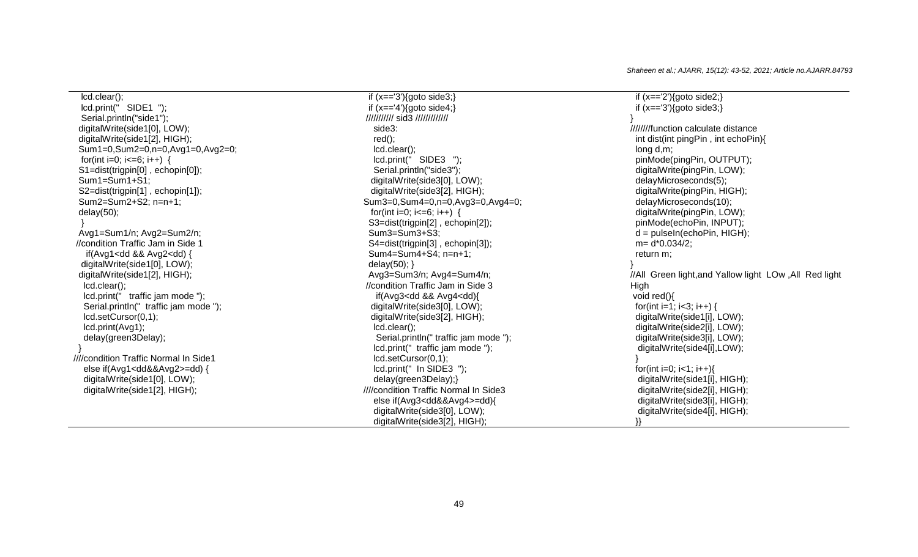```
  lcd.clear();
  lcd.print("   SIDE1  ");
  Serial.println("side1");
  digitalWrite(side1[0], LOW);
  digitalWrite(side1[2], HIGH);
  Sum1=0,Sum2=0,n=0,Avg1=0,Avg2=0;
  for(int i=0; i<=6; i++)  {
  S1=dist(trigpin[0] , echopin[0]);
  Sum1=Sum1+S1;
  S2=dist(trigpin[1] , echopin[1]);
  Sum2=Sum2+S2; n=n+1;
  delay(50);
  }
  Avg1=Sum1/n; Avg2=Sum2/n;
 //condition Traffic Jam in Side 1
    if(Avg1<dd && Avg2<dd) {
  digitalWrite(side1[0], LOW);
  digitalWrite(side1[2], HIGH);
   lcd.clear();
   lcd.print("   traffic jam mode ");
   Serial.println("  traffic jam mode ");
   lcd.setCursor(0,1);
   lcd.print(Avg1);
   delay(green3Delay);
  }
////condition Traffic Normal In Side1
   else if(Avg1<dd&&Avg2>=dd) {
   digitalWrite(side1[0], LOW);
   digitalWrite(side1[2], HIGH);
  if (x=='3'){goto side3;}
  if (x=='4'){goto side4;}
 ////////// sid3 ////////////
   side3:
   red();
   lcd.clear();
   lcd.print("   SIDE3   ");
   Serial.println("side3");
  digitalWrite(side3[0], LOW);
  digitalWrite(side3[2], HIGH);
 Sum3=0,Sum4=0,n=0,Avg3=0,Avg4=0;
  for(int i=0; i<=6; i++)  {
  S3=dist(trigpin[2] , echopin[2]);
  Sum3=Sum3+S3;
  S4=dist(trigpin[3] , echopin[3]);
  Sum4=Sum4+S4; n=n+1;
  delay(50); }
  Avg3=Sum3/n; Avg4=Sum4/n;
 //condition Traffic Jam in Side 3
     if(Avg3<dd && Avg4<dd){
   digitalWrite(side3[0], LOW);
   digitalWrite(side3[2], HIGH);
   lcd.clear();
    Serial.println(" traffic jam mode ");
   lcd.print("  traffic jam mode ");
   lcd.setCursor(0,1);
   lcd.print("  In SIDE3  ");
   delay(green3Delay);}
 ////condition Traffic Normal In Side3
   else if(Avg3<dd&&Avg4>=dd){
   digitalWrite(side3[0], LOW);
   digitalWrite(side3[2], HIGH);
  if (x=='2'){goto side2;}
  if (x=='3'){goto side3;}
 }
////////function calculate distance
  int dist(int pingPin , int echoPin){
  long d,m;
  pinMode(pingPin, OUTPUT);
  digitalWrite(pingPin, LOW);
  delayMicroseconds(5);
  digitalWrite(pingPin, HIGH);
  delayMicroseconds(10);
  digitalWrite(pingPin, LOW);
  pinMode(echoPin, INPUT);
  d = pulseIn(echoPin, HIGH);
  m= d*0.034/2;
  return m;
 }
//All  Green light,and Yellow light  LOw ,All  Red light
High
 void red(){
  for(int i=1; i<3; i++) {
  digitalWrite(side1[i], LOW);
  digitalWrite(side2[i], LOW);
  digitalWrite(side3[i], LOW);
   digitalWrite(side4[i],LOW);
  }
  for(int i=0; i<1; i++){
   digitalWrite(side1[i], HIGH);
   digitalWrite(side2[i], HIGH);
   digitalWrite(side3[i], HIGH);
   digitalWrite(side4[i], HIGH);
  }}
```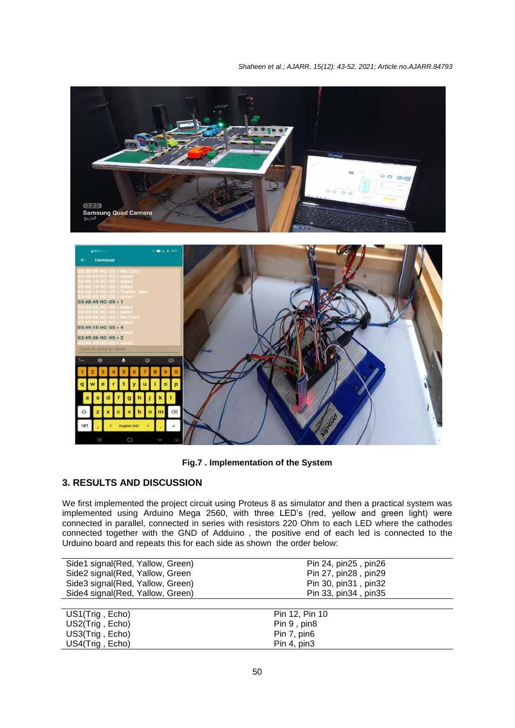Fig.7 . Implementation of the System

## 3. RESULTS AND DISCUSSION

We first implemented the project circuit using Proteus 8 as simulator and then a practical system was implemented using Arduino Mega 2560, with three LED's (red, yellow and green light) were connected in parallel, connected in series with resistors 220 Ohm to each LED where the cathodes connected together with the GND of Adduino , the positive end of each led is connected to the Urduino board and repeats this for each side as shown the order below:

| | |
|---|---|
| Side1 signal(Red, Yallow, Green) | Pin 24, pin25 , pin26 |
| Side2 signal(Red, Yallow, Green | Pin 27, pin28 , pin29 |
| Side3 signal(Red, Yallow, Green) | Pin 30, pin31 , pin32 |
| Side4 signal(Red, Yallow, Green) | Pin 33, pin34 , pin35 |

| | |
|---|---|
| US1(Trig , Echo) | Pin 12, Pin 10 |
| US2(Trig , Echo) | Pin 9 , pin8 |
| US3(Trig , Echo) | Pin 7, pin6 |
| US4(Trig , Echo) | Pin 4, pin3 |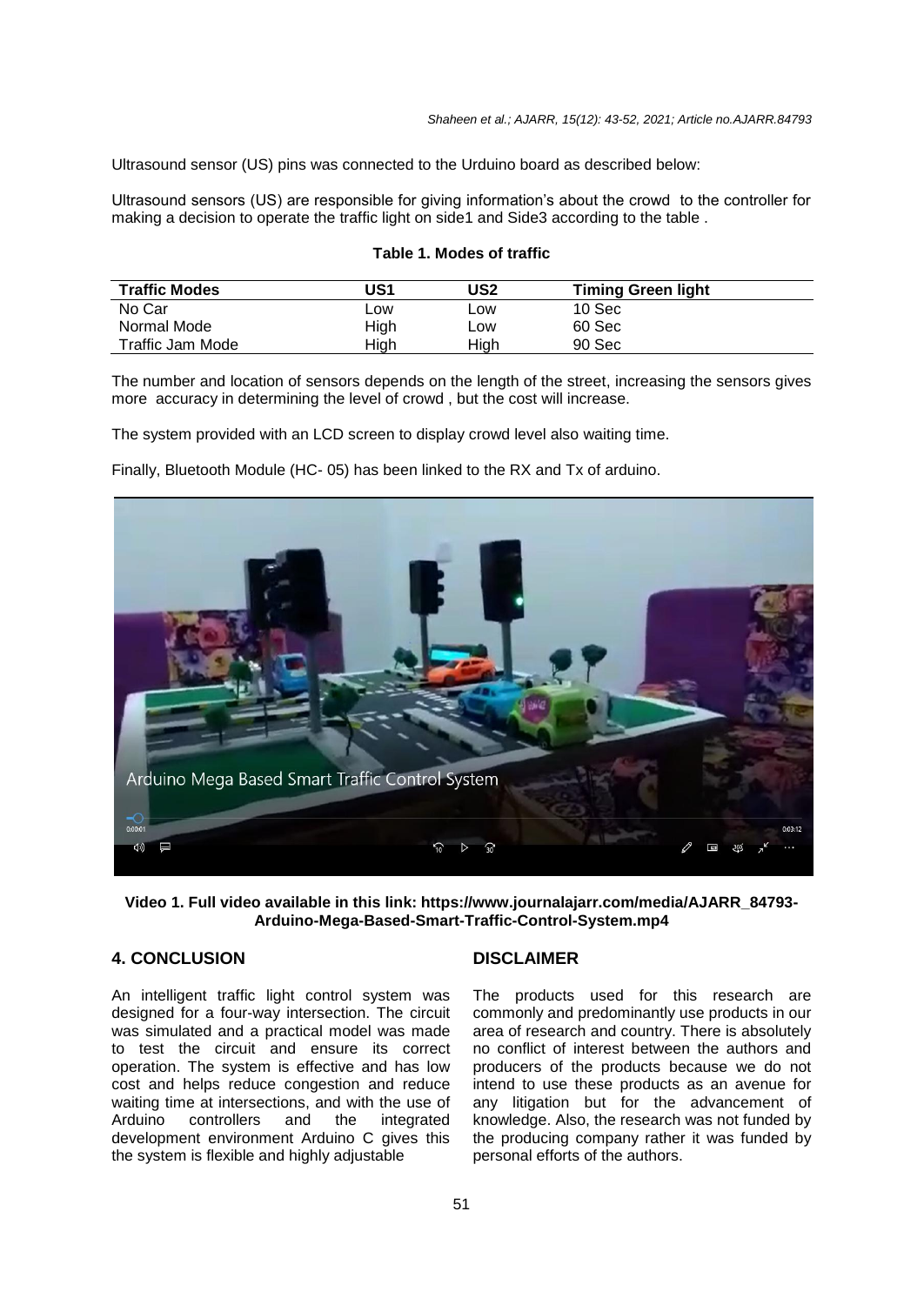Ultrasound sensor (US) pins was connected to the Urduino board as described below:

Ultrasound sensors (US) are responsible for giving information's about the crowd to the controller for making a decision to operate the traffic light on side1 and Side3 according to the table .

**Table 1. Modes of traffic**

| Traffic Modes | US1 | US2 | Timing Green light |
|---|---|---|---|
| No Car | Low | Low | 10 Sec |
| Normal Mode | High | Low | 60 Sec |
| Traffic Jam Mode | High | High | 90 Sec |

The number and location of sensors depends on the length of the street, increasing the sensors gives more accuracy in determining the level of crowd , but the cost will increase.

The system provided with an LCD screen to display crowd level also waiting time.

Finally, Bluetooth Module (HC- 05) has been linked to the RX and Tx of arduino.

**Video 1. Full video available in this link: https://www.journalajarr.com/media/AJARR_84793-Arduino-Mega-Based-Smart-Traffic-Control-System.mp4**

## 4. CONCLUSION

An intelligent traffic light control system was designed for a four-way intersection. The circuit was simulated and a practical model was made to test the circuit and ensure its correct operation. The system is effective and has low cost and helps reduce congestion and reduce waiting time at intersections, and with the use of Arduino controllers and the integrated development environment Arduino C gives this the system is flexible and highly adjustable

## DISCLAIMER

The products used for this research are commonly and predominantly use products in our area of research and country. There is absolutely no conflict of interest between the authors and producers of the products because we do not intend to use these products as an avenue for any litigation but for the advancement of knowledge. Also, the research was not funded by the producing company rather it was funded by personal efforts of the authors.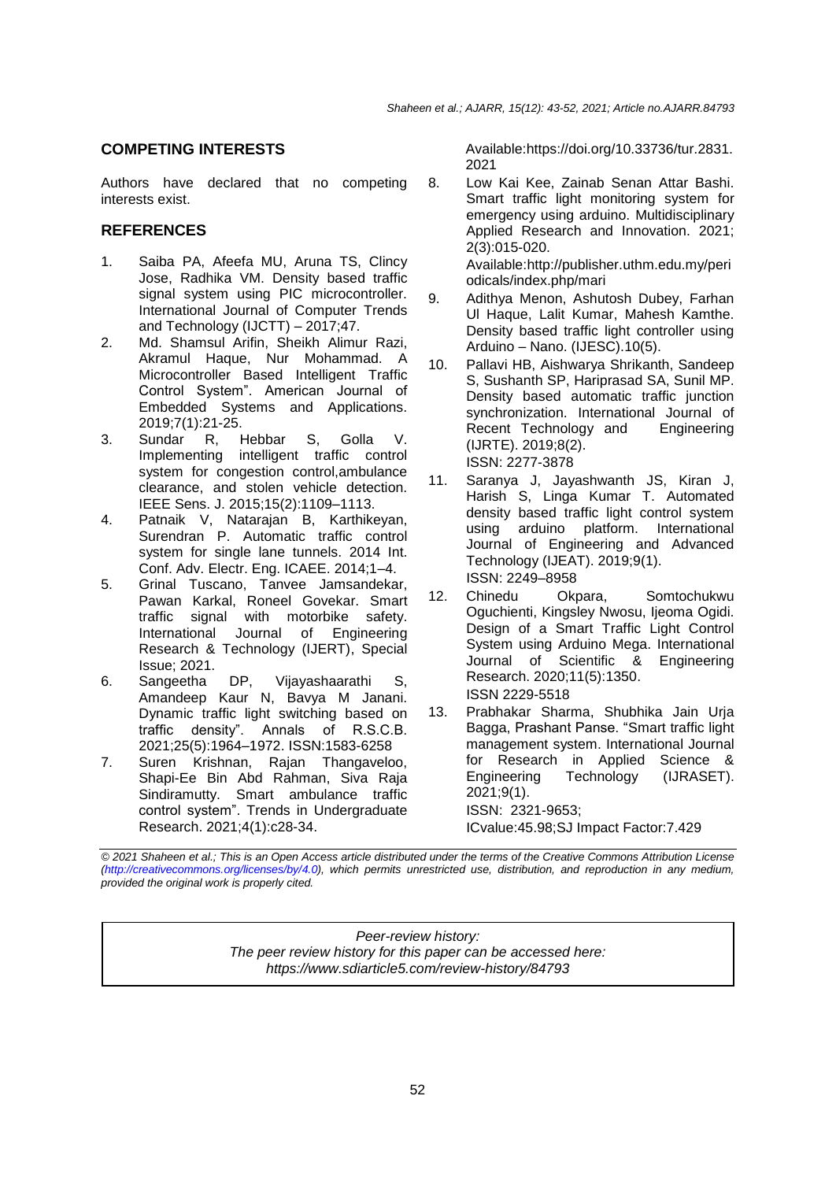## COMPETING INTERESTS

Authors have declared that no competing interests exist.

## REFERENCES

1. Saiba PA, Afeefa MU, Aruna TS, Clincy Jose, Radhika VM. Density based traffic signal system using PIC microcontroller. International Journal of Computer Trends and Technology (IJCTT) – 2017;47.
2. Md. Shamsul Arifin, Sheikh Alimur Razi, Akramul Haque, Nur Mohammad. A Microcontroller Based Intelligent Traffic Control System". American Journal of Embedded Systems and Applications. 2019;7(1):21-25.
3. Sundar R, Hebbar S, Golla V. Implementing intelligent traffic control system for congestion control,ambulance clearance, and stolen vehicle detection. IEEE Sens. J. 2015;15(2):1109–1113.
4. Patnaik V, Natarajan B, Karthikeyan, Surendran P. Automatic traffic control system for single lane tunnels. 2014 Int. Conf. Adv. Electr. Eng. ICAEE. 2014;1–4.
5. Grinal Tuscano, Tanvee Jamsandekar, Pawan Karkal, Roneel Govekar. Smart traffic signal with motorbike safety. International Journal of Engineering Research & Technology (IJERT), Special Issue; 2021.
6. Sangeetha DP, Vijayashaarathi S, Amandeep Kaur N, Bavya M Janani. Dynamic traffic light switching based on traffic density". Annals of R.S.C.B. 2021;25(5):1964–1972. ISSN:1583-6258
7. Suren Krishnan, Rajan Thangaveloo, Shapi-Ee Bin Abd Rahman, Siva Raja Sindiramutty. Smart ambulance traffic control system". Trends in Undergraduate Research. 2021;4(1):c28-34. Available:https://doi.org/10.33736/tur.2831. 2021
8. Low Kai Kee, Zainab Senan Attar Bashi. Smart traffic light monitoring system for emergency using arduino. Multidisciplinary Applied Research and Innovation. 2021; 2(3):015-020. Available:http://publisher.uthm.edu.my/periodicals/index.php/mari
9. Adithya Menon, Ashutosh Dubey, Farhan Ul Haque, Lalit Kumar, Mahesh Kamthe. Density based traffic light controller using Arduino – Nano. (IJESC).10(5).
10. Pallavi HB, Aishwarya Shrikanth, Sandeep S, Sushanth SP, Hariprasad SA, Sunil MP. Density based automatic traffic junction synchronization. International Journal of Recent Technology and Engineering (IJRTE). 2019;8(2). ISSN: 2277-3878
11. Saranya J, Jayashwanth JS, Kiran J, Harish S, Linga Kumar T. Automated density based traffic light control system using arduino platform. International Journal of Engineering and Advanced Technology (IJEAT). 2019;9(1). ISSN: 2249–8958
12. Chinedu Okpara, Somtochukwu Oguchienti, Kingsley Nwosu, Ijeoma Ogidi. Design of a Smart Traffic Light Control System using Arduino Mega. International Journal of Scientific & Engineering Research. 2020;11(5):1350. ISSN 2229-5518
13. Prabhakar Sharma, Shubhika Jain Urja Bagga, Prashant Panse. "Smart traffic light management system. International Journal for Research in Applied Science & Engineering Technology (IJRASET). 2021;9(1). ISSN: 2321-9653; ICvalue:45.98;SJ Impact Factor:7.429

*© 2021 Shaheen et al.; This is an Open Access article distributed under the terms of the Creative Commons Attribution License (http://creativecommons.org/licenses/by/4.0), which permits unrestricted use, distribution, and reproduction in any medium, provided the original work is properly cited.*

*Peer-review history:*
*The peer review history for this paper can be accessed here:*
*https://www.sdiarticle5.com/review-history/84793*